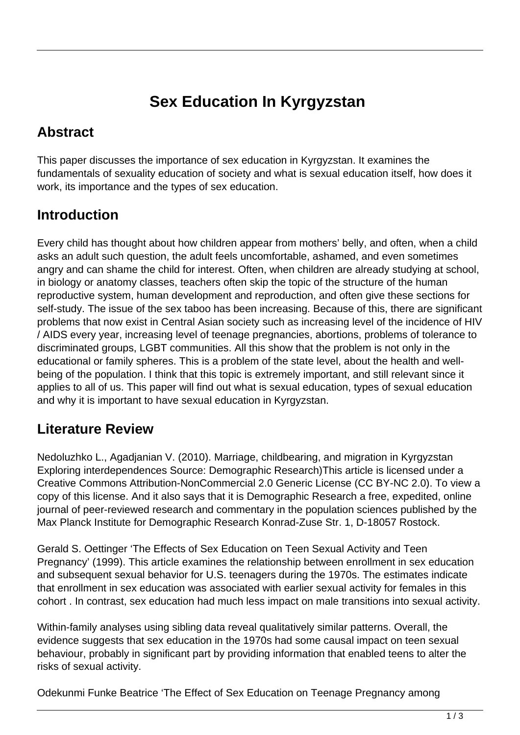# Sex Education In Kyrgyzstan

## Abstract

This paper discusses the importance of sex education in Kyrgyzstan. It examines the fundamentals of sexuality education of society and what is sexual education itself, how does it work, its importance and the types of sex education.

## Introduction

Every child has thought about how children appear from mothers' belly, and often, when a child asks an adult such question, the adult feels uncomfortable, ashamed, and even sometimes angry and can shame the child for interest. Often, when children are already studying at school, in biology or anatomy classes, teachers often skip the topic of the structure of the human reproductive system, human development and reproduction, and often give these sections for self-study. The issue of the sex taboo has been increasing. Because of this, there are significant problems that now exist in Central Asian society such as increasing level of the incidence of HIV / AIDS every year, increasing level of teenage pregnancies, abortions, problems of tolerance to discriminated groups, LGBT communities. All this show that the problem is not only in the educational or family spheres. This is a problem of the state level, about the health and well-being of the population. I think that this topic is extremely important, and still relevant since it applies to all of us. This paper will find out what is sexual education, types of sexual education and why it is important to have sexual education in Kyrgyzstan.

## Literature Review

Nedoluzhko L., Agadjanian V. (2010). Marriage, childbearing, and migration in Kyrgyzstan Exploring interdependences Source: Demographic Research)This article is licensed under a Creative Commons Attribution-NonCommercial 2.0 Generic License (CC BY-NC 2.0). To view a copy of this license. And it also says that it is Demographic Research a free, expedited, online journal of peer-reviewed research and commentary in the population sciences published by the Max Planck Institute for Demographic Research Konrad-Zuse Str. 1, D-18057 Rostock.

Gerald S. Oettinger 'The Effects of Sex Education on Teen Sexual Activity and Teen Pregnancy' (1999). This article examines the relationship between enrollment in sex education and subsequent sexual behavior for U.S. teenagers during the 1970s. The estimates indicate that enrollment in sex education was associated with earlier sexual activity for females in this cohort . In contrast, sex education had much less impact on male transitions into sexual activity.

Within-family analyses using sibling data reveal qualitatively similar patterns. Overall, the evidence suggests that sex education in the 1970s had some causal impact on teen sexual behaviour, probably in significant part by providing information that enabled teens to alter the risks of sexual activity.

Odekunmi Funke Beatrice 'The Effect of Sex Education on Teenage Pregnancy among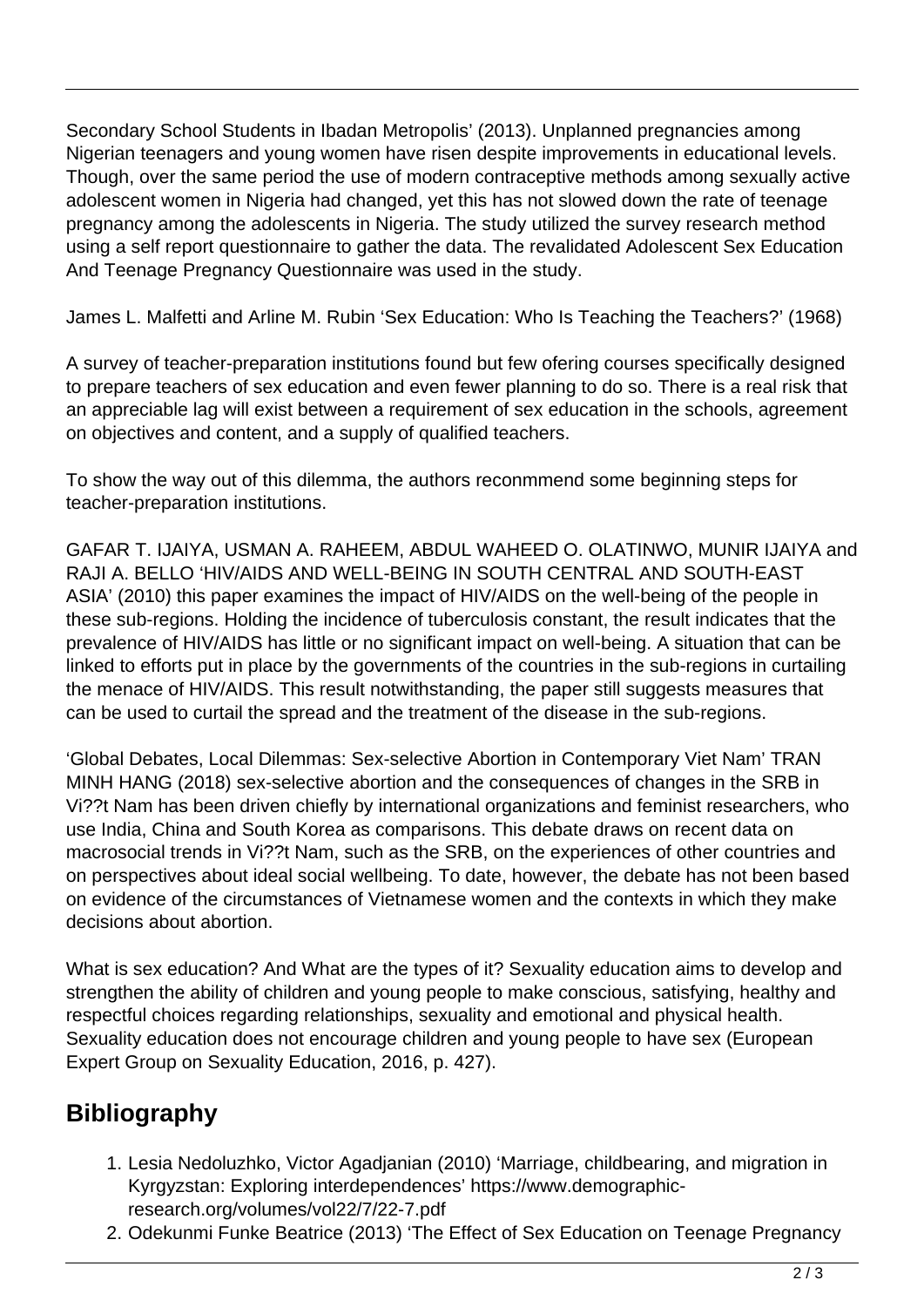Secondary School Students in Ibadan Metropolis' (2013). Unplanned pregnancies among Nigerian teenagers and young women have risen despite improvements in educational levels. Though, over the same period the use of modern contraceptive methods among sexually active adolescent women in Nigeria had changed, yet this has not slowed down the rate of teenage pregnancy among the adolescents in Nigeria. The study utilized the survey research method using a self report questionnaire to gather the data. The revalidated Adolescent Sex Education And Teenage Pregnancy Questionnaire was used in the study.

James L. Malfetti and Arline M. Rubin 'Sex Education: Who Is Teaching the Teachers?' (1968)

A survey of teacher-preparation institutions found but few ofering courses specifically designed to prepare teachers of sex education and even fewer planning to do so. There is a real risk that an appreciable lag will exist between a requirement of sex education in the schools, agreement on objectives and content, and a supply of qualified teachers.

To show the way out of this dilemma, the authors reconmmend some beginning steps for teacher-preparation institutions.

GAFAR T. IJAIYA, USMAN A. RAHEEM, ABDUL WAHEED O. OLATINWO, MUNIR IJAIYA and RAJI A. BELLO 'HIV/AIDS AND WELL-BEING IN SOUTH CENTRAL AND SOUTH-EAST ASIA' (2010) this paper examines the impact of HIV/AIDS on the well-being of the people in these sub-regions. Holding the incidence of tuberculosis constant, the result indicates that the prevalence of HIV/AIDS has little or no significant impact on well-being. A situation that can be linked to efforts put in place by the governments of the countries in the sub-regions in curtailing the menace of HIV/AIDS. This result notwithstanding, the paper still suggests measures that can be used to curtail the spread and the treatment of the disease in the sub-regions.

'Global Debates, Local Dilemmas: Sex-selective Abortion in Contemporary Viet Nam' TRAN MINH HANG (2018) sex-selective abortion and the consequences of changes in the SRB in Vi??t Nam has been driven chiefly by international organizations and feminist researchers, who use India, China and South Korea as comparisons. This debate draws on recent data on macrosocial trends in Vi??t Nam, such as the SRB, on the experiences of other countries and on perspectives about ideal social wellbeing. To date, however, the debate has not been based on evidence of the circumstances of Vietnamese women and the contexts in which they make decisions about abortion.

What is sex education? And What are the types of it? Sexuality education aims to develop and strengthen the ability of children and young people to make conscious, satisfying, healthy and respectful choices regarding relationships, sexuality and emotional and physical health. Sexuality education does not encourage children and young people to have sex (European Expert Group on Sexuality Education, 2016, p. 427).

## Bibliography

1. Lesia Nedoluzhko, Victor Agadjanian (2010) 'Marriage, childbearing, and migration in Kyrgyzstan: Exploring interdependences' https://www.demographic-research.org/volumes/vol22/7/22-7.pdf
2. Odekunmi Funke Beatrice (2013) 'The Effect of Sex Education on Teenage Pregnancy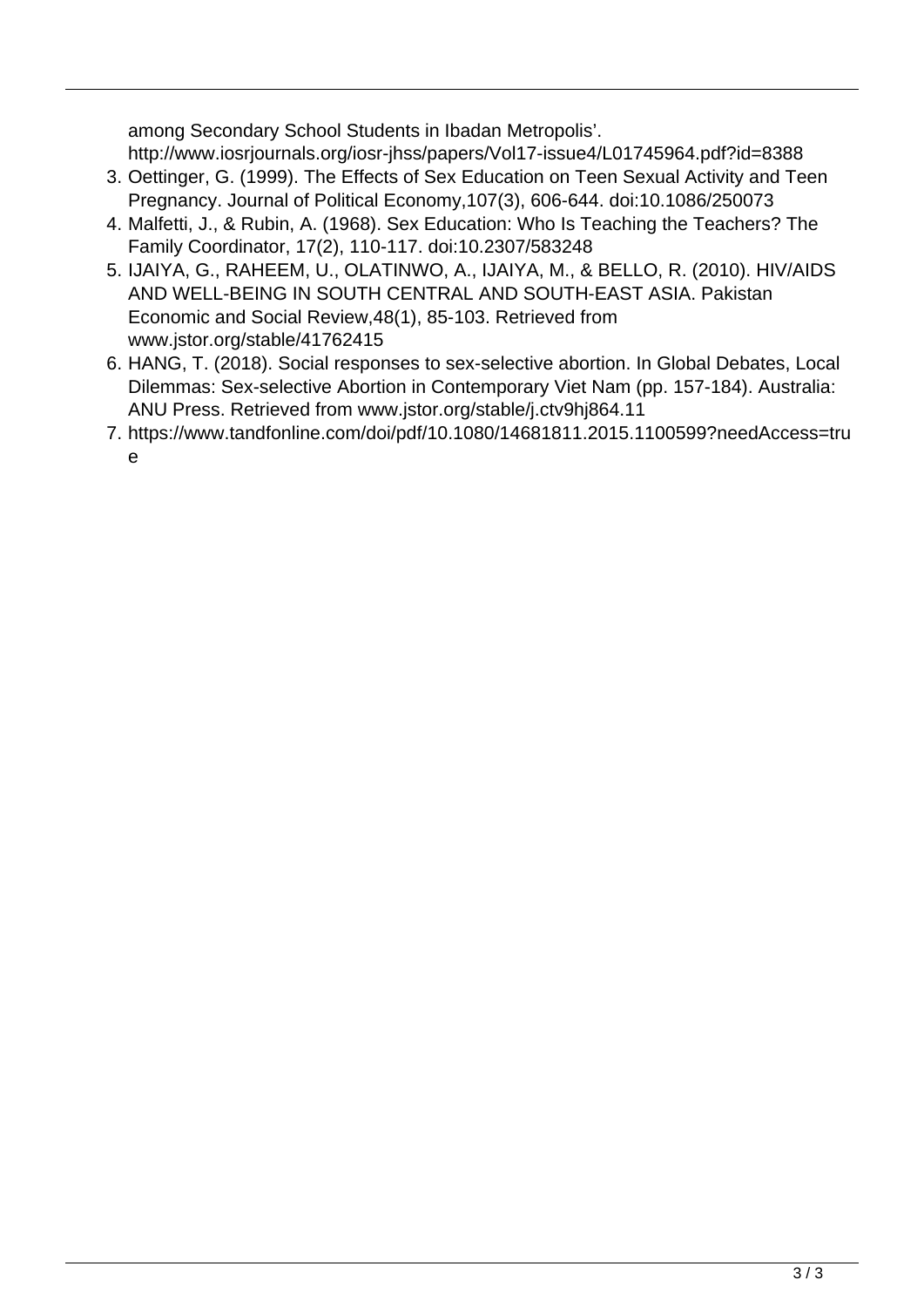among Secondary School Students in Ibadan Metropolis'. http://www.iosrjournals.org/iosr-jhss/papers/Vol17-issue4/L01745964.pdf?id=8388

3. Oettinger, G. (1999). The Effects of Sex Education on Teen Sexual Activity and Teen Pregnancy. Journal of Political Economy,107(3), 606-644. doi:10.1086/250073
4. Malfetti, J., & Rubin, A. (1968). Sex Education: Who Is Teaching the Teachers? The Family Coordinator, 17(2), 110-117. doi:10.2307/583248
5. IJAIYA, G., RAHEEM, U., OLATINWO, A., IJAIYA, M., & BELLO, R. (2010). HIV/AIDS AND WELL-BEING IN SOUTH CENTRAL AND SOUTH-EAST ASIA. Pakistan Economic and Social Review,48(1), 85-103. Retrieved from www.jstor.org/stable/41762415
6. HANG, T. (2018). Social responses to sex-selective abortion. In Global Debates, Local Dilemmas: Sex-selective Abortion in Contemporary Viet Nam (pp. 157-184). Australia: ANU Press. Retrieved from www.jstor.org/stable/j.ctv9hj864.11
7. https://www.tandfonline.com/doi/pdf/10.1080/14681811.2015.1100599?needAccess=true